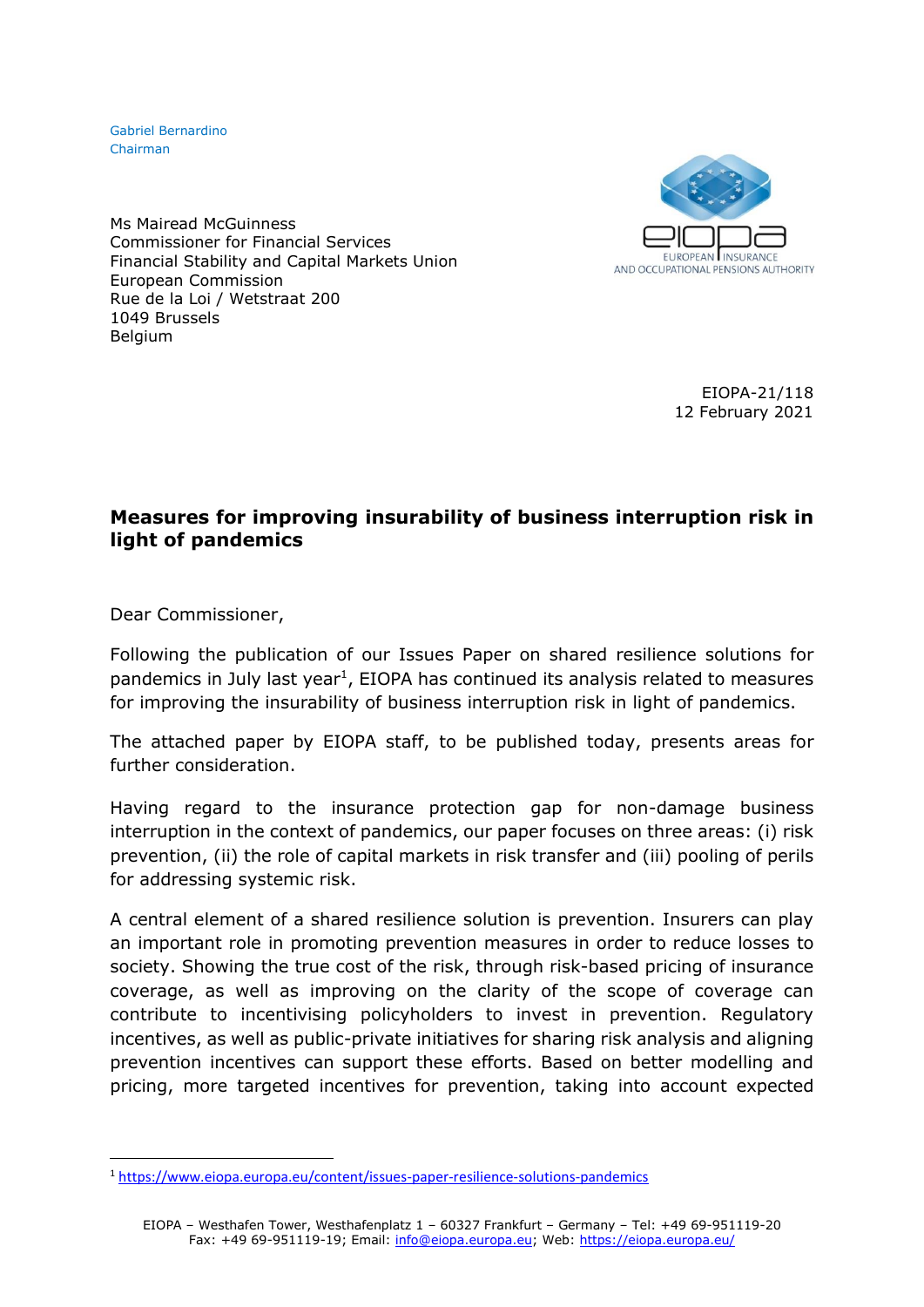Gabriel Bernardino
Chairman

Ms Mairead McGuinness
Commissioner for Financial Services
Financial Stability and Capital Markets Union
European Commission
Rue de la Loi / Wetstraat 200
1049 Brussels
Belgium

EIOPA-21/118
12 February 2021

**Measures for improving insurability of business interruption risk in light of pandemics**

Dear Commissioner,

Following the publication of our Issues Paper on shared resilience solutions for pandemics in July last year[1], EIOPA has continued its analysis related to measures for improving the insurability of business interruption risk in light of pandemics.

The attached paper by EIOPA staff, to be published today, presents areas for further consideration.

Having regard to the insurance protection gap for non-damage business interruption in the context of pandemics, our paper focuses on three areas: (i) risk prevention, (ii) the role of capital markets in risk transfer and (iii) pooling of perils for addressing systemic risk.

A central element of a shared resilience solution is prevention. Insurers can play an important role in promoting prevention measures in order to reduce losses to society. Showing the true cost of the risk, through risk-based pricing of insurance coverage, as well as improving on the clarity of the scope of coverage can contribute to incentivising policyholders to invest in prevention. Regulatory incentives, as well as public-private initiatives for sharing risk analysis and aligning prevention incentives can support these efforts. Based on better modelling and pricing, more targeted incentives for prevention, taking into account expected

[1] https://www.eiopa.europa.eu/content/issues-paper-resilience-solutions-pandemics

EIOPA – Westhafen Tower, Westhafenplatz 1 – 60327 Frankfurt – Germany – Tel: +49 69-951119-20
Fax: +49 69-951119-19; Email: info@eiopa.europa.eu; Web: https://eiopa.europa.eu/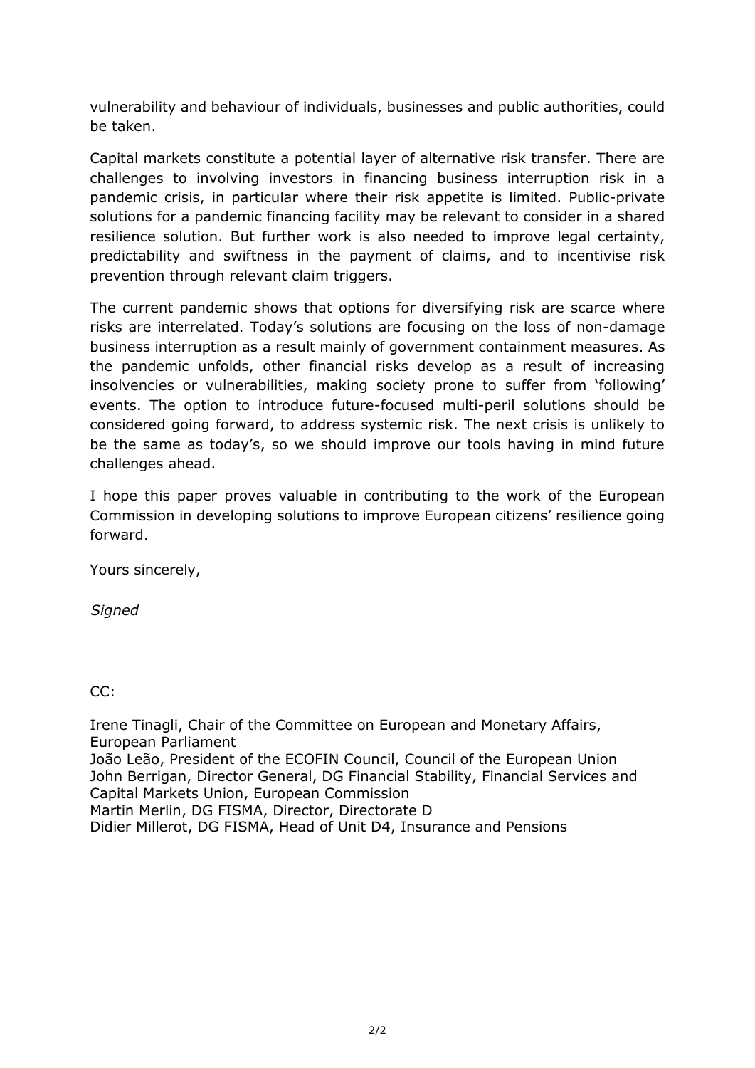vulnerability and behaviour of individuals, businesses and public authorities, could be taken.

Capital markets constitute a potential layer of alternative risk transfer. There are challenges to involving investors in financing business interruption risk in a pandemic crisis, in particular where their risk appetite is limited. Public-private solutions for a pandemic financing facility may be relevant to consider in a shared resilience solution. But further work is also needed to improve legal certainty, predictability and swiftness in the payment of claims, and to incentivise risk prevention through relevant claim triggers.

The current pandemic shows that options for diversifying risk are scarce where risks are interrelated. Today's solutions are focusing on the loss of non-damage business interruption as a result mainly of government containment measures. As the pandemic unfolds, other financial risks develop as a result of increasing insolvencies or vulnerabilities, making society prone to suffer from 'following' events. The option to introduce future-focused multi-peril solutions should be considered going forward, to address systemic risk. The next crisis is unlikely to be the same as today's, so we should improve our tools having in mind future challenges ahead.

I hope this paper proves valuable in contributing to the work of the European Commission in developing solutions to improve European citizens' resilience going forward.

Yours sincerely,

*Signed*

CC:

Irene Tinagli, Chair of the Committee on European and Monetary Affairs, European Parliament
João Leão, President of the ECOFIN Council, Council of the European Union
John Berrigan, Director General, DG Financial Stability, Financial Services and Capital Markets Union, European Commission
Martin Merlin, DG FISMA, Director, Directorate D
Didier Millerot, DG FISMA, Head of Unit D4, Insurance and Pensions